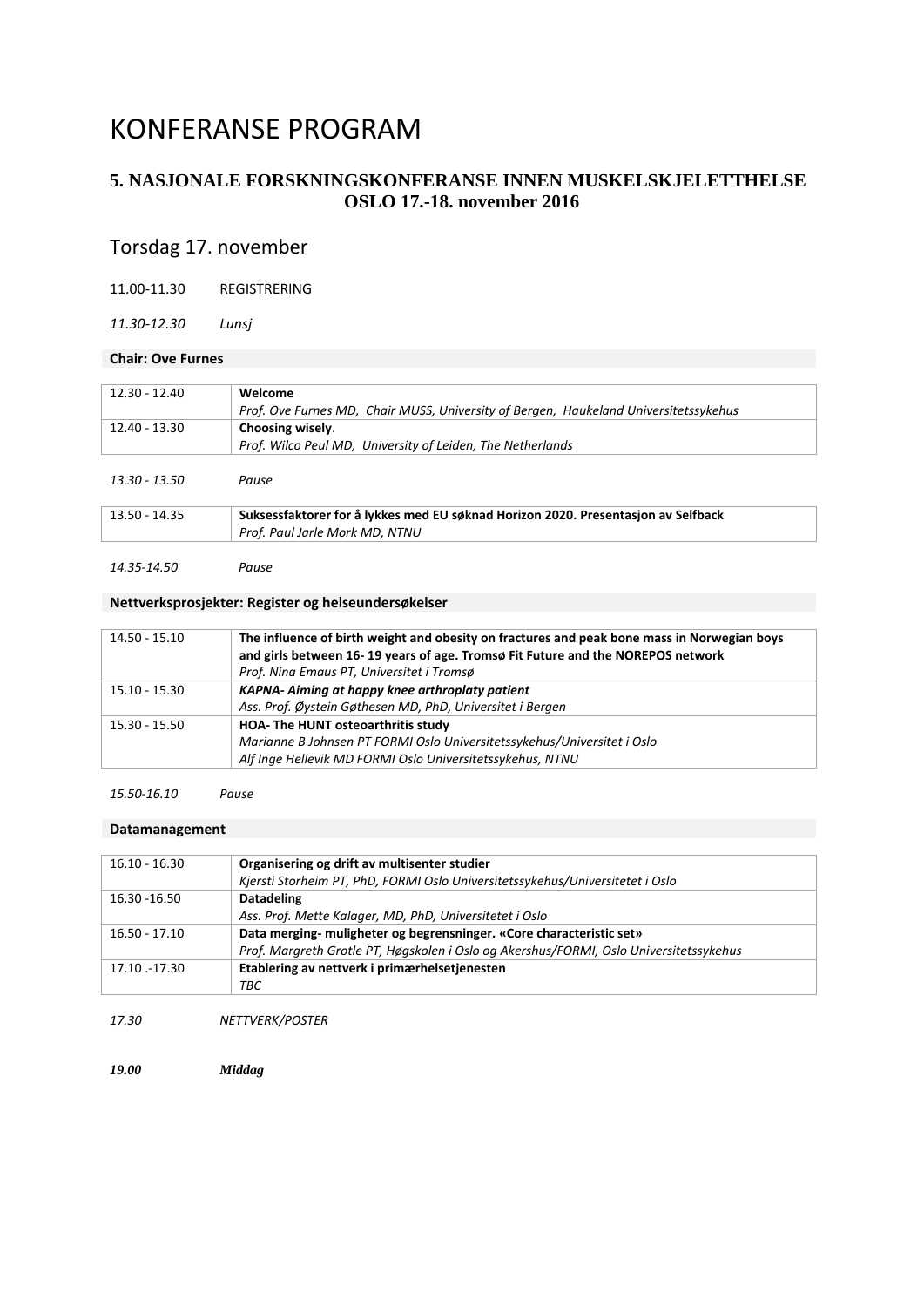# KONFERANSE PROGRAM

## 5. NASJONALE FORSKNINGSKONFERANSE INNEN MUSKELSKJELETTHELSE
## OSLO 17.-18. november 2016

## Torsdag 17. november

11.00-11.30 REGISTRERING

*11.30-12.30 Lunsj*

**Chair: Ove Furnes**

| | |
|---|---|
| 12.30 - 12.40 | **Welcome**<br>*Prof. Ove Furnes MD, Chair MUSS, University of Bergen, Haukeland Universitetssykehus* |
| 12.40 - 13.30 | **Choosing wisely**.<br>*Prof. Wilco Peul MD, University of Leiden, The Netherlands* |

*13.30 - 13.50 Pause*

| | |
|---|---|
| 13.50 - 14.35 | **Suksessfaktorer for å lykkes med EU søknad Horizon 2020. Presentasjon av Selfback**<br>*Prof. Paul Jarle Mork MD, NTNU* |

*14.35-14.50 Pause*

**Nettverksprosjekter: Register og helseundersøkelser**

| | |
|---|---|
| 14.50 - 15.10 | **The influence of birth weight and obesity on fractures and peak bone mass in Norwegian boys and girls between 16- 19 years of age. Tromsø Fit Future and the NOREPOS network**<br>*Prof. Nina Emaus PT, Universitet i Tromsø* |
| 15.10 - 15.30 | ***KAPNA- Aiming at happy knee arthroplaty patient***<br>*Ass. Prof. Øystein Gøthesen MD, PhD, Universitet i Bergen* |
| 15.30 - 15.50 | **HOA- The HUNT osteoarthritis study**<br>*Marianne B Johnsen PT FORMI Oslo Universitetssykehus/Universitet i Oslo*<br>*Alf Inge Hellevik MD FORMI Oslo Universitetssykehus, NTNU* |

*15.50-16.10 Pause*

**Datamanagement**

| | |
|---|---|
| 16.10 - 16.30 | **Organisering og drift av multisenter studier**<br>*Kjersti Storheim PT, PhD, FORMI Oslo Universitetssykehus/Universitetet i Oslo* |
| 16.30 -16.50 | **Datadeling**<br>*Ass. Prof. Mette Kalager, MD, PhD, Universitetet i Oslo* |
| 16.50 - 17.10 | **Data merging- muligheter og begrensninger. «Core characteristic set»**<br>*Prof. Margreth Grotle PT, Høgskolen i Oslo og Akershus/FORMI, Oslo Universitetssykehus* |
| 17.10 .-17.30 | **Etablering av nettverk i primærhelsetjenesten**<br>*TBC* |

*17.30 NETTVERK/POSTER*

***19.00 Middag***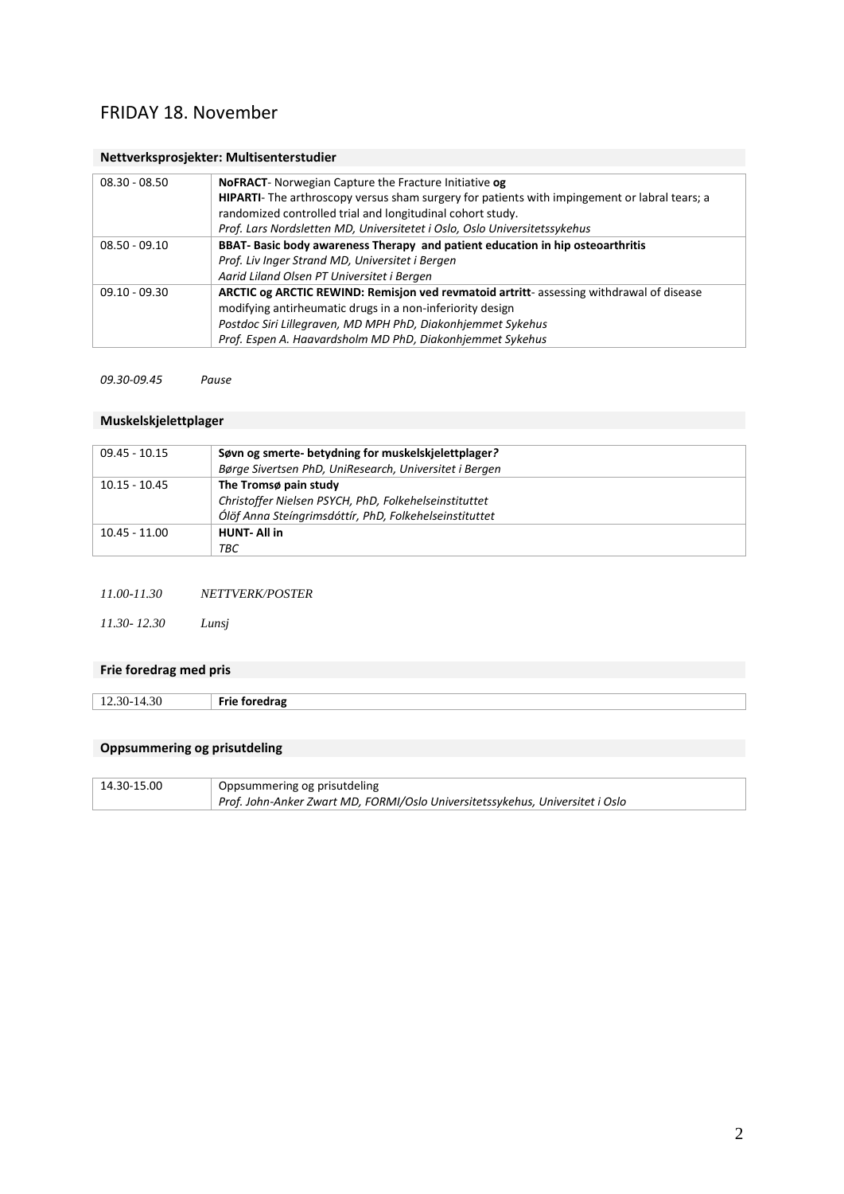# FRIDAY 18. November

## Nettverksprosjekter: Multisenterstudier

| | |
|---|---|
| 08.30 - 08.50 | **NoFRACT**- Norwegian Capture the Fracture Initiative **og**<br>**HIPARTI**- The arthroscopy versus sham surgery for patients with impingement or labral tears; a randomized controlled trial and longitudinal cohort study.<br>*Prof. Lars Nordsletten MD, Universitetet i Oslo, Oslo Universitetssykehus* |
| 08.50 - 09.10 | **BBAT- Basic body awareness Therapy and patient education in hip osteoarthritis**<br>*Prof. Liv Inger Strand MD, Universitet i Bergen*<br>*Aarid Liland Olsen PT Universitet i Bergen* |
| 09.10 - 09.30 | **ARCTIC og ARCTIC REWIND: Remisjon ved revmatoid artritt**- assessing withdrawal of disease modifying antirheumatic drugs in a non-inferiority design<br>*Postdoc Siri Lillegraven, MD MPH PhD, Diakonhjemmet Sykehus*<br>*Prof. Espen A. Haavardsholm MD PhD, Diakonhjemmet Sykehus* |

*09.30-09.45 Pause*

## Muskelskjelettplager

| | |
|---|---|
| 09.45 - 10.15 | **Søvn og smerte- betydning for muskelskjelettplager?**<br>*Børge Sivertsen PhD, UniResearch, Universitet i Bergen* |
| 10.15 - 10.45 | **The Tromsø pain study**<br>*Christoffer Nielsen PSYCH, PhD, Folkehelseinstituttet*<br>*Ólöf Anna Steíngrimsdóttír, PhD, Folkehelseinstituttet* |
| 10.45 - 11.00 | **HUNT- All in**<br>*TBC* |

*11.00-11.30 NETTVERK/POSTER*

*11.30- 12.30 Lunsj*

## Frie foredrag med pris

| | |
|---|---|
| 12.30-14.30 | **Frie foredrag** |

## Oppsummering og prisutdeling

| | |
|---|---|
| 14.30-15.00 | Oppsummering og prisutdeling<br>*Prof. John-Anker Zwart MD, FORMI/Oslo Universitetssykehus, Universitet i Oslo* |